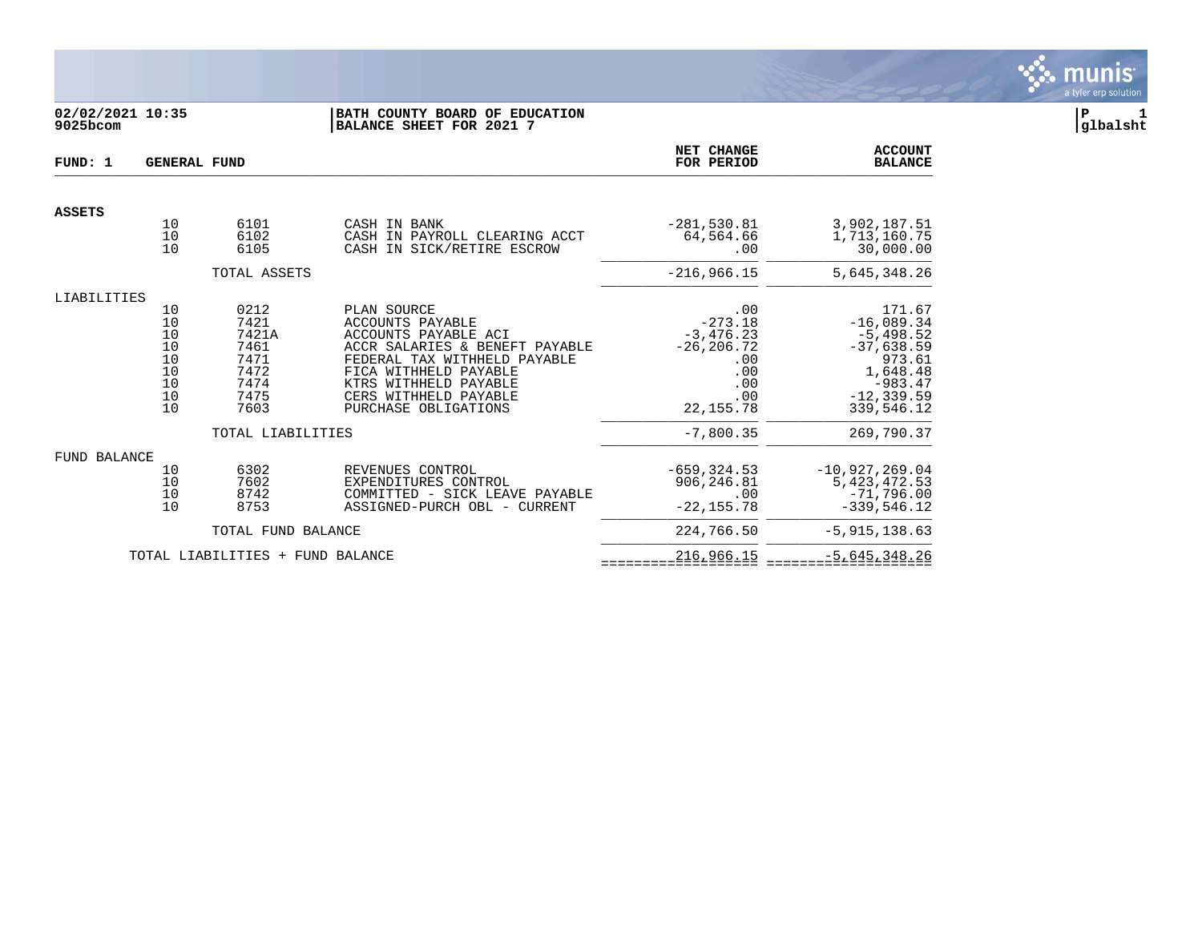02/02/2021 10:35
9025bcom

**BATH COUNTY BOARD OF EDUCATION**
**BALANCE SHEET FOR 2021 7**

P 1
glbalsht

**FUND: 1 GENERAL FUND**

| | | | | NET CHANGE FOR PERIOD | ACCOUNT BALANCE |
|---|---|---|---|---|---|
| **ASSETS** | | | | | |
| | 10 | 6101 | CASH IN BANK | -281,530.81 | 3,902,187.51 |
| | 10 | 6102 | CASH IN PAYROLL CLEARING ACCT | 64,564.66 | 1,713,160.75 |
| | 10 | 6105 | CASH IN SICK/RETIRE ESCROW | .00 | 30,000.00 |
| | | TOTAL ASSETS | | -216,966.15 | 5,645,348.26 |
| LIABILITIES | | | | | |
| | 10 | 0212 | PLAN SOURCE | .00 | 171.67 |
| | 10 | 7421 | ACCOUNTS PAYABLE | -273.18 | -16,089.34 |
| | 10 | 7421A | ACCOUNTS PAYABLE ACI | -3,476.23 | -5,498.52 |
| | 10 | 7461 | ACCR SALARIES & BENEFT PAYABLE | -26,206.72 | -37,638.59 |
| | 10 | 7471 | FEDERAL TAX WITHHELD PAYABLE | .00 | 973.61 |
| | 10 | 7472 | FICA WITHHELD PAYABLE | .00 | 1,648.48 |
| | 10 | 7474 | KTRS WITHHELD PAYABLE | .00 | -983.47 |
| | 10 | 7475 | CERS WITHHELD PAYABLE | .00 | -12,339.59 |
| | 10 | 7603 | PURCHASE OBLIGATIONS | 22,155.78 | 339,546.12 |
| | | TOTAL LIABILITIES | | -7,800.35 | 269,790.37 |
| FUND BALANCE | | | | | |
| | 10 | 6302 | REVENUES CONTROL | -659,324.53 | -10,927,269.04 |
| | 10 | 7602 | EXPENDITURES CONTROL | 906,246.81 | 5,423,472.53 |
| | 10 | 8742 | COMMITTED - SICK LEAVE PAYABLE | .00 | -71,796.00 |
| | 10 | 8753 | ASSIGNED-PURCH OBL - CURRENT | -22,155.78 | -339,546.12 |
| | | TOTAL FUND BALANCE | | 224,766.50 | -5,915,138.63 |
| | TOTAL LIABILITIES + FUND BALANCE | | | 216,966.15 | -5,645,348.26 |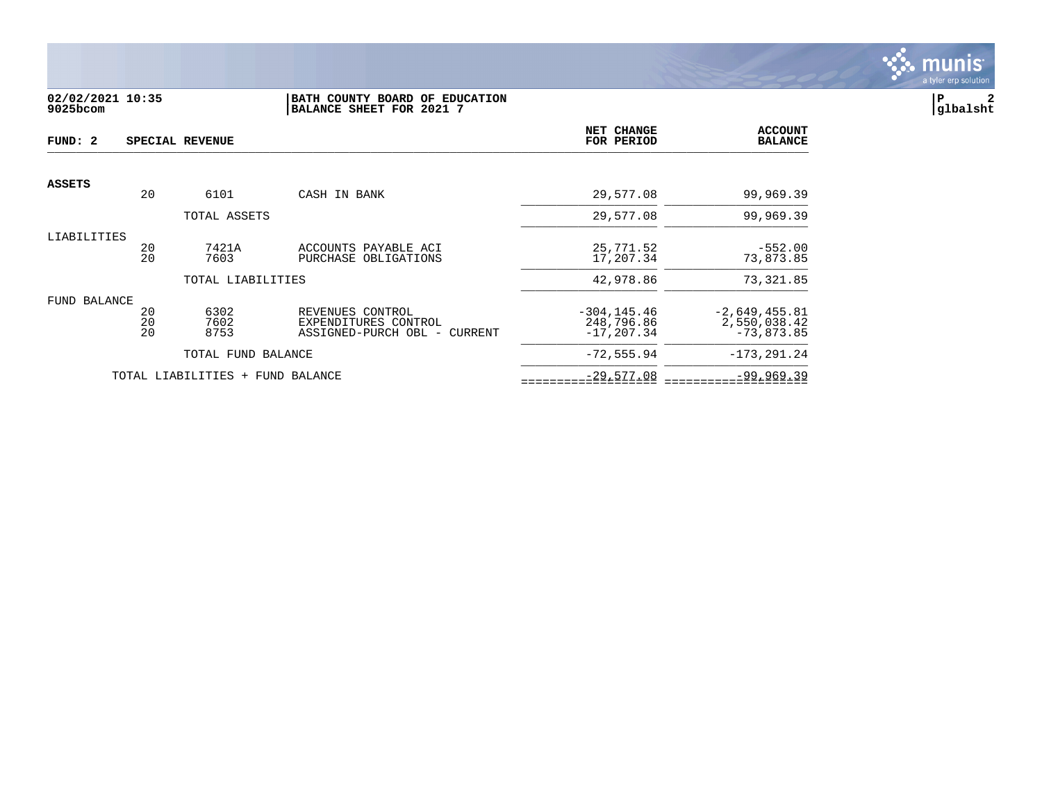**02/02/2021 10:35**
**9025bcom**

**BATH COUNTY BOARD OF EDUCATION**
**BALANCE SHEET FOR 2021 7**

**P 2**
**glbalsht**

| **FUND: 2** | **SPECIAL REVENUE** | | | **NET CHANGE FOR PERIOD** | **ACCOUNT BALANCE** |
|---|---|---|---|---|---|
| **ASSETS** | | | | | |
| | 20 | 6101 | CASH IN BANK | 29,577.08 | 99,969.39 |
| | | TOTAL ASSETS | | 29,577.08 | 99,969.39 |
| LIABILITIES | | | | | |
| | 20 | 7421A | ACCOUNTS PAYABLE ACI | 25,771.52 | -552.00 |
| | 20 | 7603 | PURCHASE OBLIGATIONS | 17,207.34 | 73,873.85 |
| | | TOTAL LIABILITIES | | 42,978.86 | 73,321.85 |
| FUND BALANCE | | | | | |
| | 20 | 6302 | REVENUES CONTROL | -304,145.46 | -2,649,455.81 |
| | 20 | 7602 | EXPENDITURES CONTROL | 248,796.86 | 2,550,038.42 |
| | 20 | 8753 | ASSIGNED-PURCH OBL - CURRENT | -17,207.34 | -73,873.85 |
| | | TOTAL FUND BALANCE | | -72,555.94 | -173,291.24 |
| | TOTAL LIABILITIES + FUND BALANCE | | | -29,577.08 | -99,969.39 |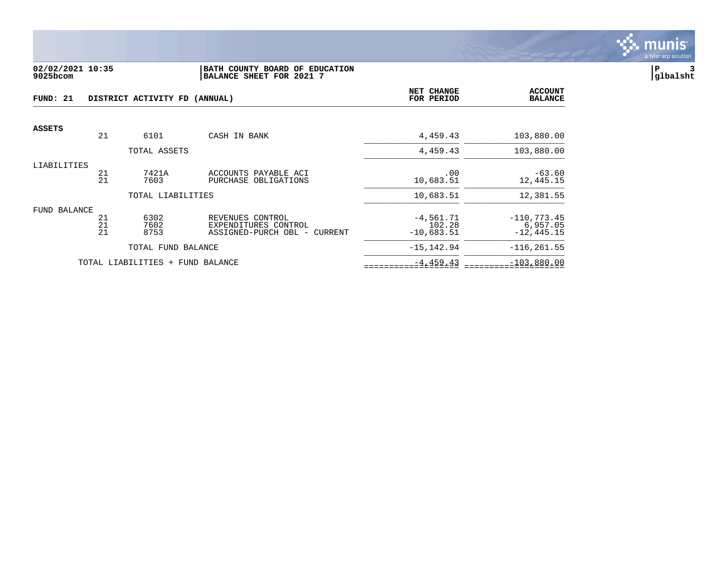**02/02/2021 10:35**
**9025bcom**

**BATH COUNTY BOARD OF EDUCATION**
**BALANCE SHEET FOR 2021 7**

**P 3**
**glbalsht**

**FUND: 21 DISTRICT ACTIVITY FD (ANNUAL)**

| | | | | NET CHANGE FOR PERIOD | ACCOUNT BALANCE |
|---|---|---|---|---|---|
| **ASSETS** | | | | | |
| | 21 | 6101 | CASH IN BANK | 4,459.43 | 103,880.00 |
| | | TOTAL ASSETS | | 4,459.43 | 103,880.00 |
| LIABILITIES | | | | | |
| | 21 | 7421A | ACCOUNTS PAYABLE ACI | .00 | -63.60 |
| | 21 | 7603 | PURCHASE OBLIGATIONS | 10,683.51 | 12,445.15 |
| | | TOTAL LIABILITIES | | 10,683.51 | 12,381.55 |
| FUND BALANCE | | | | | |
| | 21 | 6302 | REVENUES CONTROL | -4,561.71 | -110,773.45 |
| | 21 | 7602 | EXPENDITURES CONTROL | 102.28 | 6,957.05 |
| | 21 | 8753 | ASSIGNED-PURCH OBL - CURRENT | -10,683.51 | -12,445.15 |
| | | TOTAL FUND BALANCE | | -15,142.94 | -116,261.55 |
| | TOTAL LIABILITIES + FUND BALANCE | | | -4,459.43 | -103,880.00 |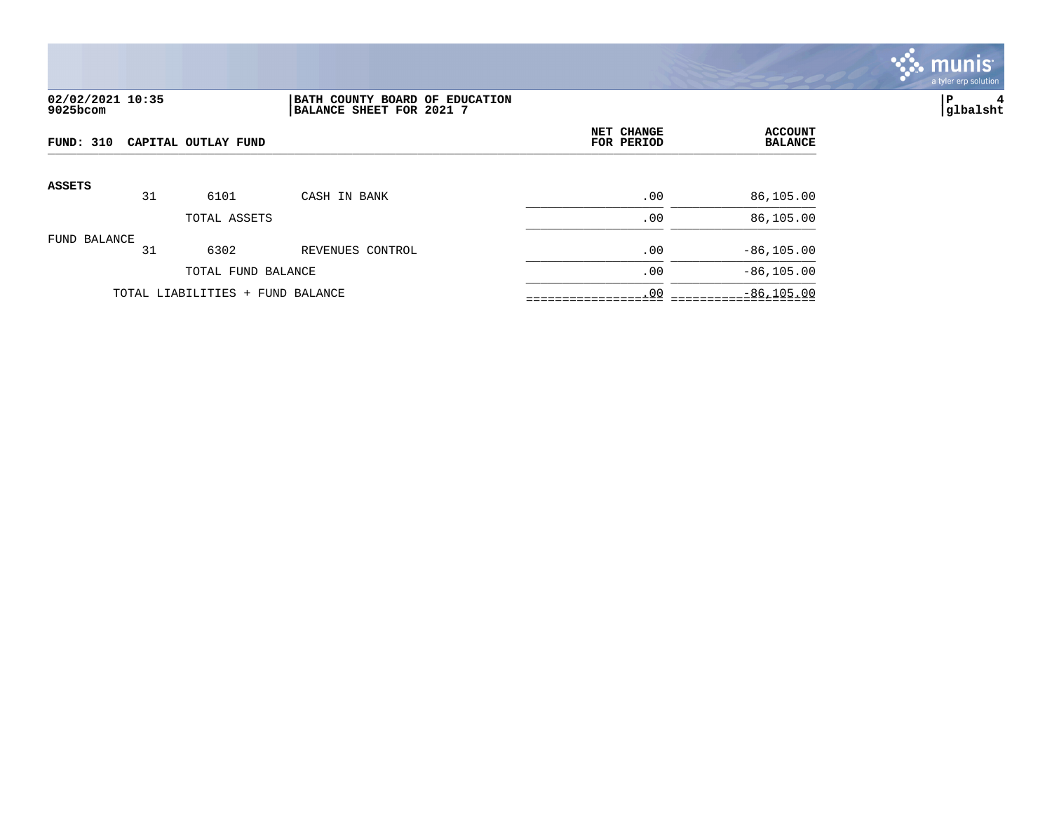**02/02/2021 10:35**
**9025bcom**

**BATH COUNTY BOARD OF EDUCATION**
**BALANCE SHEET FOR 2021 7**

**P 4**
**glbalsht**

| FUND: 310 CAPITAL OUTLAY FUND | | | | NET CHANGE FOR PERIOD | ACCOUNT BALANCE |
|---|---|---|---|---|---|
| **ASSETS** | | | | | |
| | 31 | 6101 | CASH IN BANK | .00 | 86,105.00 |
| | | TOTAL ASSETS | | .00 | 86,105.00 |
| FUND BALANCE | | | | | |
| | 31 | 6302 | REVENUES CONTROL | .00 | -86,105.00 |
| | | TOTAL FUND BALANCE | | .00 | -86,105.00 |
| | TOTAL LIABILITIES + FUND BALANCE | | | .00 | -86,105.00 |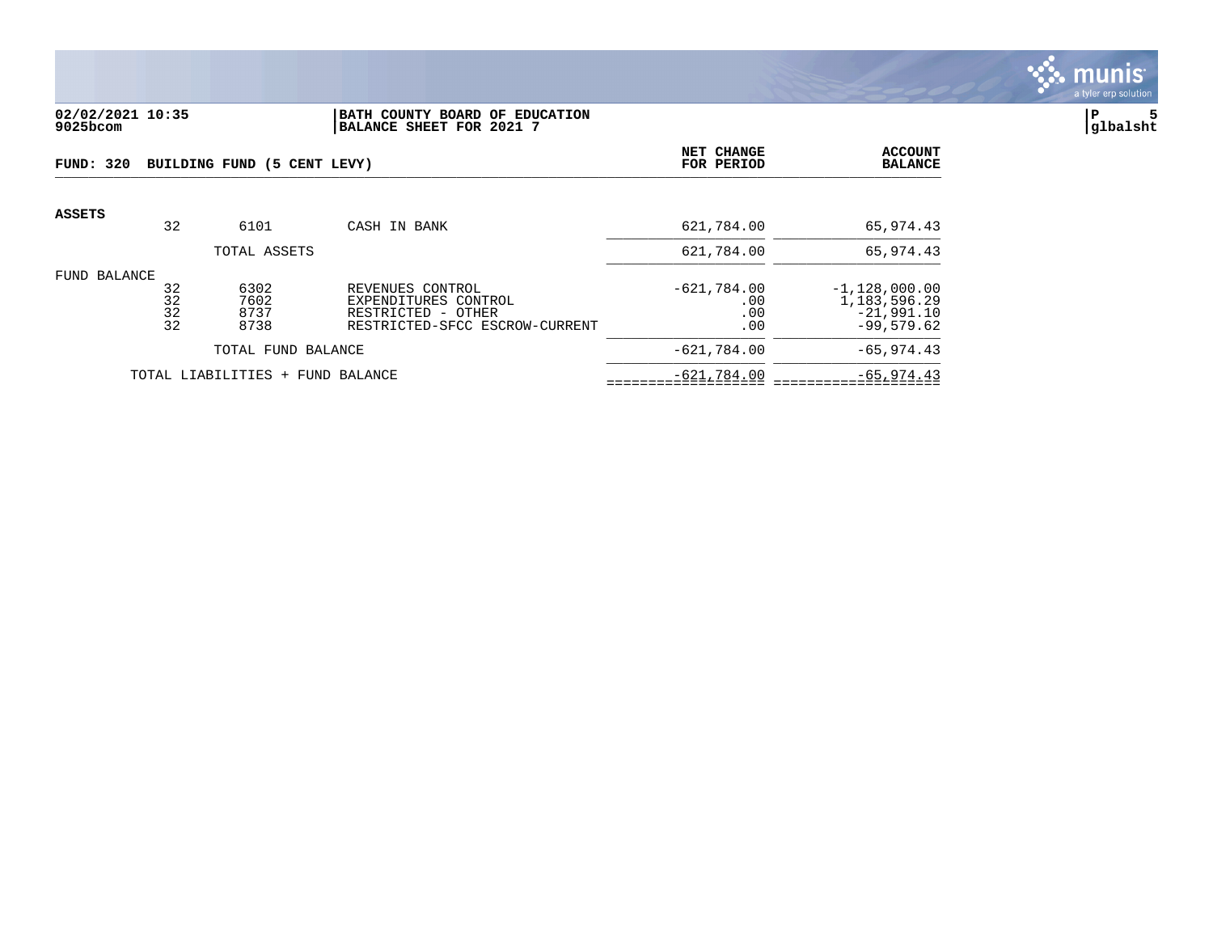**02/02/2021 10:35**
**9025bcom**

**BATH COUNTY BOARD OF EDUCATION**
**BALANCE SHEET FOR 2021 7**

**P 5**
**glbalsht**

**FUND: 320 BUILDING FUND (5 CENT LEVY)**

| | | | | NET CHANGE FOR PERIOD | ACCOUNT BALANCE |
|---|---|---|---|---|---|
| **ASSETS** | | | | | |
| | 32 | 6101 | CASH IN BANK | 621,784.00 | 65,974.43 |
| | | TOTAL ASSETS | | 621,784.00 | 65,974.43 |
| FUND BALANCE | | | | | |
| | 32 | 6302 | REVENUES CONTROL | -621,784.00 | -1,128,000.00 |
| | 32 | 7602 | EXPENDITURES CONTROL | .00 | 1,183,596.29 |
| | 32 | 8737 | RESTRICTED - OTHER | .00 | -21,991.10 |
| | 32 | 8738 | RESTRICTED-SFCC ESCROW-CURRENT | .00 | -99,579.62 |
| | | TOTAL FUND BALANCE | | -621,784.00 | -65,974.43 |
| | TOTAL LIABILITIES + FUND BALANCE | | | -621,784.00 | -65,974.43 |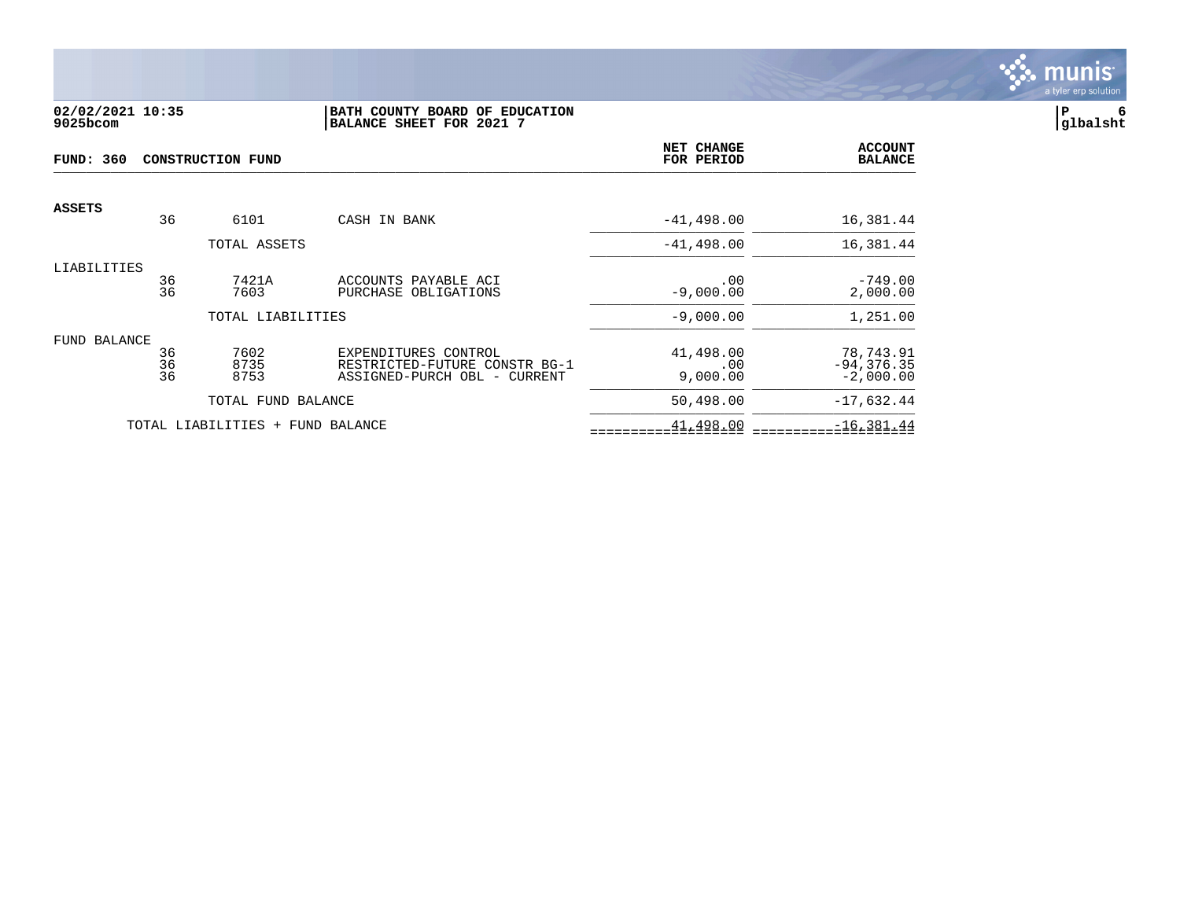**02/02/2021 10:35** | **BATH COUNTY BOARD OF EDUCATION**
**9025bcom** | **BALANCE SHEET FOR 2021 7**

**glbalsht**

| FUND: 360 CONSTRUCTION FUND | | | | NET CHANGE FOR PERIOD | ACCOUNT BALANCE |
|---|---|---|---|---|---|
| **ASSETS** | | | | | |
| | 36 | 6101 | CASH IN BANK | -41,498.00 | 16,381.44 |
| | | TOTAL ASSETS | | -41,498.00 | 16,381.44 |
| LIABILITIES | | | | | |
| | 36 | 7421A | ACCOUNTS PAYABLE ACI | .00 | -749.00 |
| | 36 | 7603 | PURCHASE OBLIGATIONS | -9,000.00 | 2,000.00 |
| | | TOTAL LIABILITIES | | -9,000.00 | 1,251.00 |
| FUND BALANCE | | | | | |
| | 36 | 7602 | EXPENDITURES CONTROL | 41,498.00 | 78,743.91 |
| | 36 | 8735 | RESTRICTED-FUTURE CONSTR BG-1 | .00 | -94,376.35 |
| | 36 | 8753 | ASSIGNED-PURCH OBL - CURRENT | 9,000.00 | -2,000.00 |
| | | TOTAL FUND BALANCE | | 50,498.00 | -17,632.44 |
| | TOTAL LIABILITIES + FUND BALANCE | | | 41,498.00 | -16,381.44 |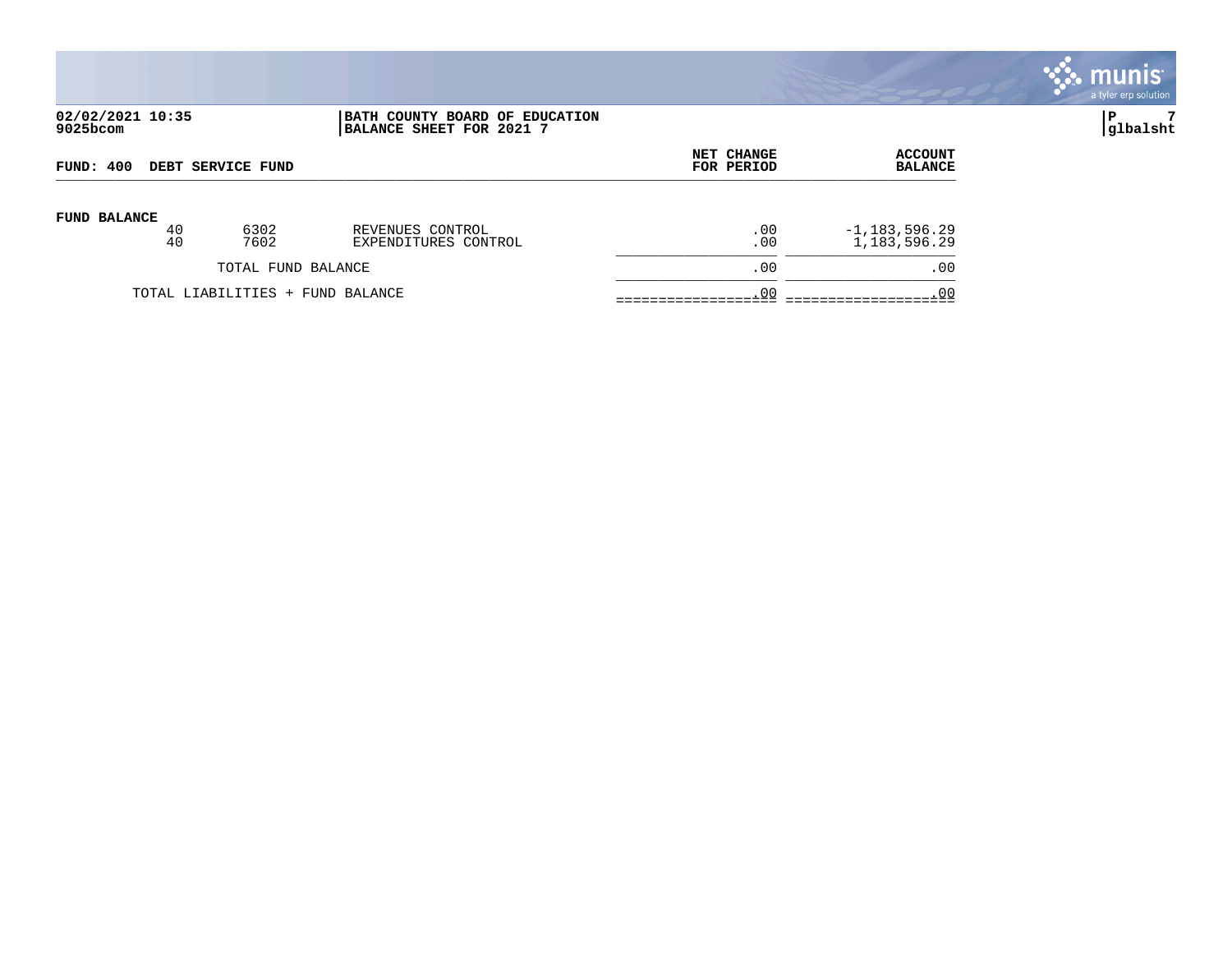02/02/2021 10:35
9025bcom

**BATH COUNTY BOARD OF EDUCATION**
**BALANCE SHEET FOR 2021 7**

P 7
glbalsht

| FUND: 400 DEBT SERVICE FUND | | | NET CHANGE FOR PERIOD | ACCOUNT BALANCE |
|---|---|---|---|---|
| **FUND BALANCE** | | | | |
| 40 | 6302 | REVENUES CONTROL | .00 | -1,183,596.29 |
| 40 | 7602 | EXPENDITURES CONTROL | .00 | 1,183,596.29 |
| TOTAL FUND BALANCE | | | .00 | .00 |
| TOTAL LIABILITIES + FUND BALANCE | | | .00 | .00 |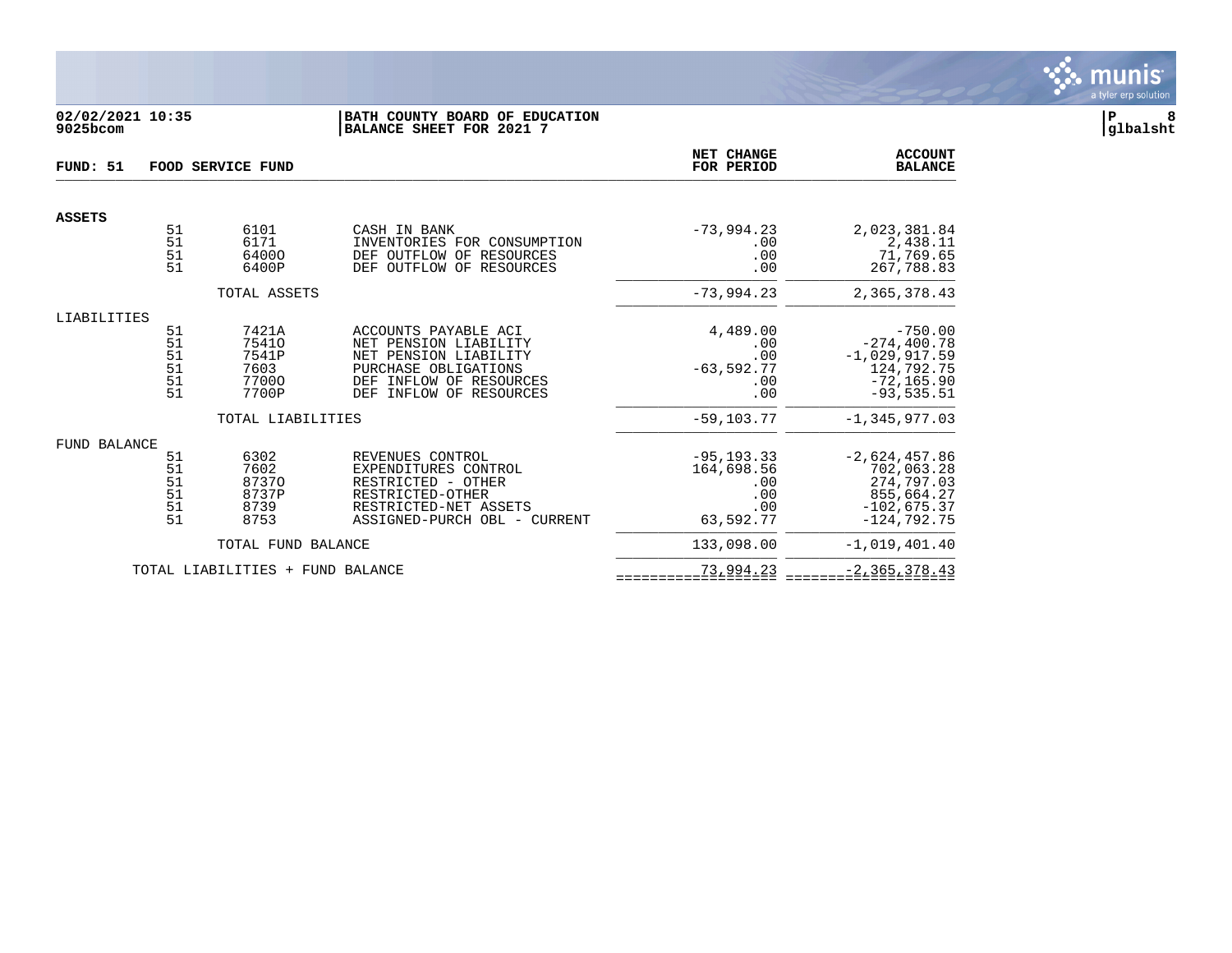**02/02/2021 10:35**
**9025bcom**

**BATH COUNTY BOARD OF EDUCATION**
**BALANCE SHEET FOR 2021 7**

**FUND: 51 FOOD SERVICE FUND**

| | Fund | Account | Description | NET CHANGE FOR PERIOD | ACCOUNT BALANCE |
|---|---|---|---|---|---|
| **ASSETS** | | | | | |
| | 51 | 6101 | CASH IN BANK | -73,994.23 | 2,023,381.84 |
| | 51 | 6171 | INVENTORIES FOR CONSUMPTION | .00 | 2,438.11 |
| | 51 | 6400O | DEF OUTFLOW OF RESOURCES | .00 | 71,769.65 |
| | 51 | 6400P | DEF OUTFLOW OF RESOURCES | .00 | 267,788.83 |
| | | TOTAL ASSETS | | -73,994.23 | 2,365,378.43 |
| LIABILITIES | | | | | |
| | 51 | 7421A | ACCOUNTS PAYABLE ACI | 4,489.00 | -750.00 |
| | 51 | 7541O | NET PENSION LIABILITY | .00 | -274,400.78 |
| | 51 | 7541P | NET PENSION LIABILITY | .00 | -1,029,917.59 |
| | 51 | 7603 | PURCHASE OBLIGATIONS | -63,592.77 | 124,792.75 |
| | 51 | 7700O | DEF INFLOW OF RESOURCES | .00 | -72,165.90 |
| | 51 | 7700P | DEF INFLOW OF RESOURCES | .00 | -93,535.51 |
| | | TOTAL LIABILITIES | | -59,103.77 | -1,345,977.03 |
| FUND BALANCE | | | | | |
| | 51 | 6302 | REVENUES CONTROL | -95,193.33 | -2,624,457.86 |
| | 51 | 7602 | EXPENDITURES CONTROL | 164,698.56 | 702,063.28 |
| | 51 | 8737O | RESTRICTED - OTHER | .00 | 274,797.03 |
| | 51 | 8737P | RESTRICTED-OTHER | .00 | 855,664.27 |
| | 51 | 8739 | RESTRICTED-NET ASSETS | .00 | -102,675.37 |
| | 51 | 8753 | ASSIGNED-PURCH OBL - CURRENT | 63,592.77 | -124,792.75 |
| | | TOTAL FUND BALANCE | | 133,098.00 | -1,019,401.40 |
| | TOTAL LIABILITIES + FUND BALANCE | | | 73,994.23 | -2,365,378.43 |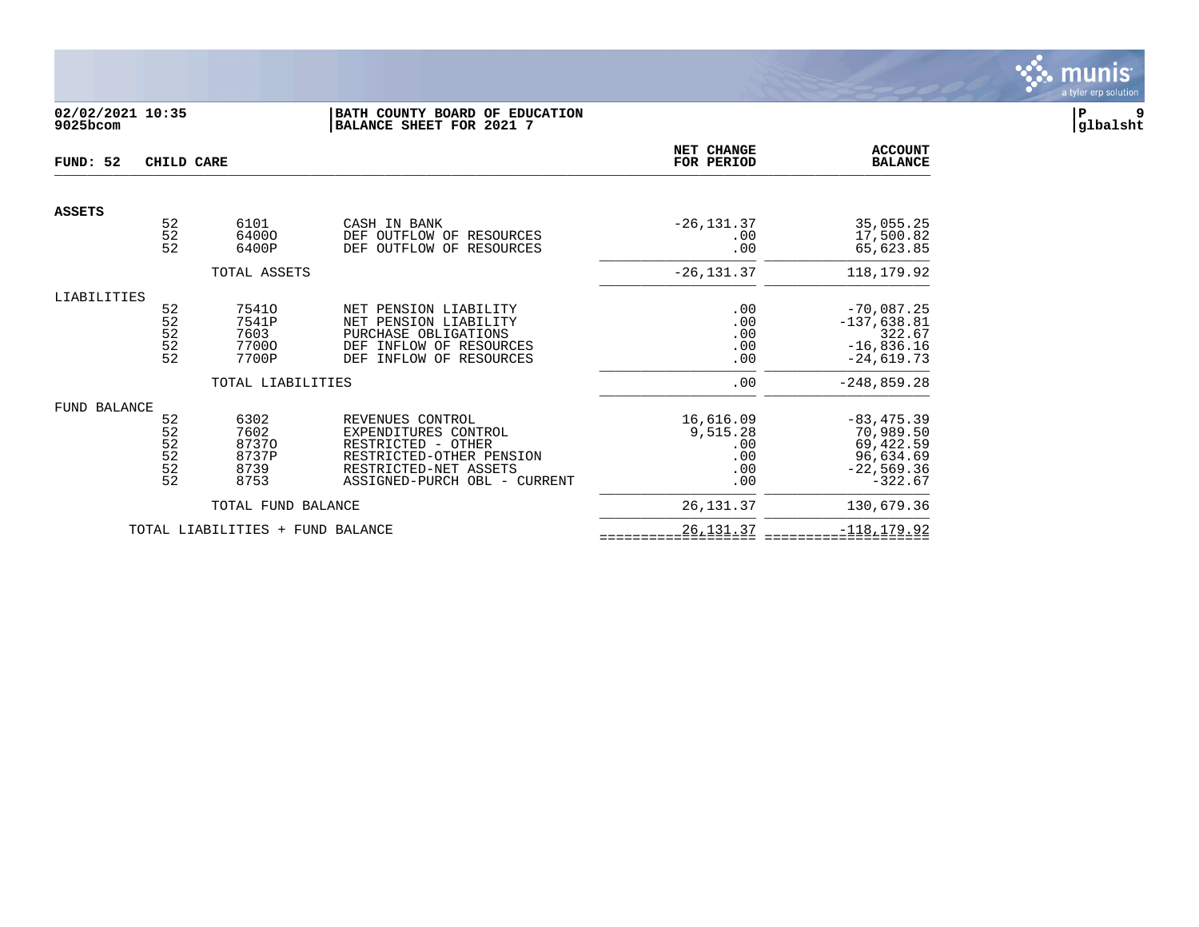**02/02/2021 10:35**
**9025bcom**

**BATH COUNTY BOARD OF EDUCATION**
**BALANCE SHEET FOR 2021 7**

**P 9**
**glbalsht**

| FUND: 52 CHILD CARE | | | | NET CHANGE FOR PERIOD | ACCOUNT BALANCE |
|---|---|---|---|---|---|
| **ASSETS** | | | | | |
| | 52 | 6101 | CASH IN BANK | -26,131.37 | 35,055.25 |
| | 52 | 6400O | DEF OUTFLOW OF RESOURCES | .00 | 17,500.82 |
| | 52 | 6400P | DEF OUTFLOW OF RESOURCES | .00 | 65,623.85 |
| | | TOTAL ASSETS | | -26,131.37 | 118,179.92 |
| LIABILITIES | | | | | |
| | 52 | 7541O | NET PENSION LIABILITY | .00 | -70,087.25 |
| | 52 | 7541P | NET PENSION LIABILITY | .00 | -137,638.81 |
| | 52 | 7603 | PURCHASE OBLIGATIONS | .00 | 322.67 |
| | 52 | 7700O | DEF INFLOW OF RESOURCES | .00 | -16,836.16 |
| | 52 | 7700P | DEF INFLOW OF RESOURCES | .00 | -24,619.73 |
| | | TOTAL LIABILITIES | | .00 | -248,859.28 |
| FUND BALANCE | | | | | |
| | 52 | 6302 | REVENUES CONTROL | 16,616.09 | -83,475.39 |
| | 52 | 7602 | EXPENDITURES CONTROL | 9,515.28 | 70,989.50 |
| | 52 | 8737O | RESTRICTED - OTHER | .00 | 69,422.59 |
| | 52 | 8737P | RESTRICTED-OTHER PENSION | .00 | 96,634.69 |
| | 52 | 8739 | RESTRICTED-NET ASSETS | .00 | -22,569.36 |
| | 52 | 8753 | ASSIGNED-PURCH OBL - CURRENT | .00 | -322.67 |
| | | TOTAL FUND BALANCE | | 26,131.37 | 130,679.36 |
| | TOTAL LIABILITIES + FUND BALANCE | | | 26,131.37 | -118,179.92 |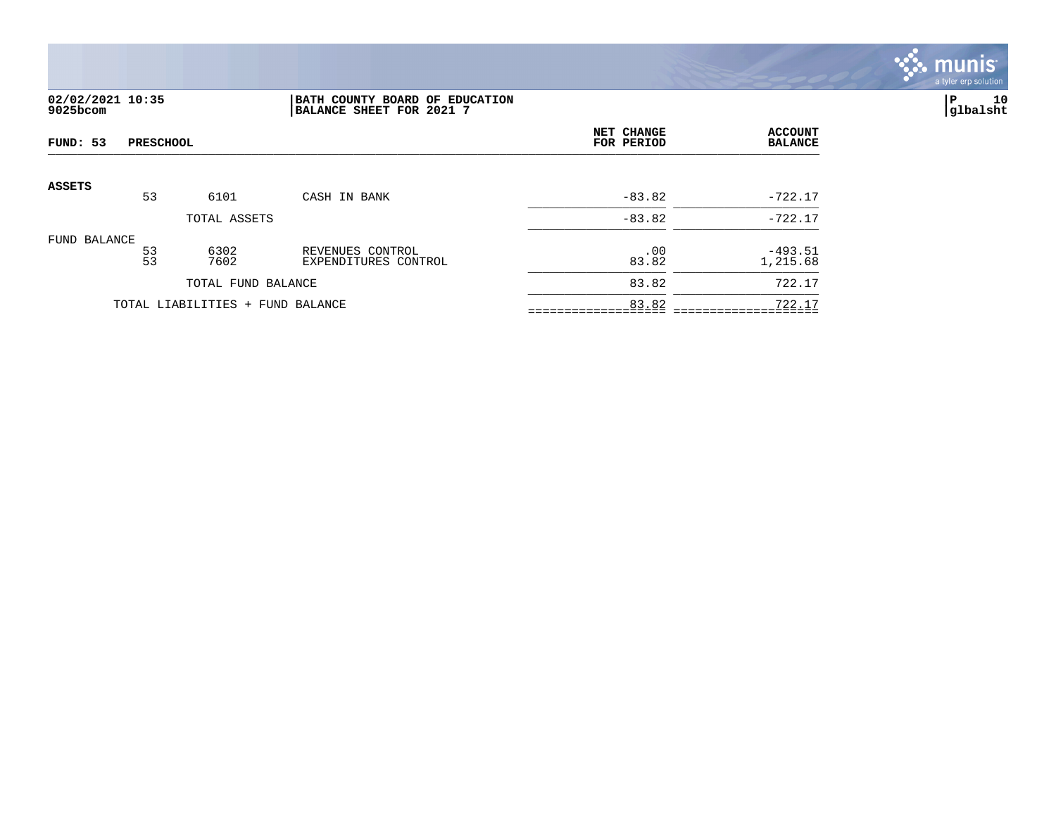**02/02/2021 10:35**
**9025bcom**

**BATH COUNTY BOARD OF EDUCATION**
**BALANCE SHEET FOR 2021 7**

**P 10**
**glbalsht**

| FUND: 53 PRESCHOOL | | | | NET CHANGE FOR PERIOD | ACCOUNT BALANCE |
|---|---|---|---|---|---|
| **ASSETS** | | | | | |
| | 53 | 6101 | CASH IN BANK | -83.82 | -722.17 |
| | | TOTAL ASSETS | | -83.82 | -722.17 |
| FUND BALANCE | | | | | |
| | 53 | 6302 | REVENUES CONTROL | .00 | -493.51 |
| | 53 | 7602 | EXPENDITURES CONTROL | 83.82 | 1,215.68 |
| | | TOTAL FUND BALANCE | | 83.82 | 722.17 |
| | TOTAL LIABILITIES + FUND BALANCE | | | 83.82 | 722.17 |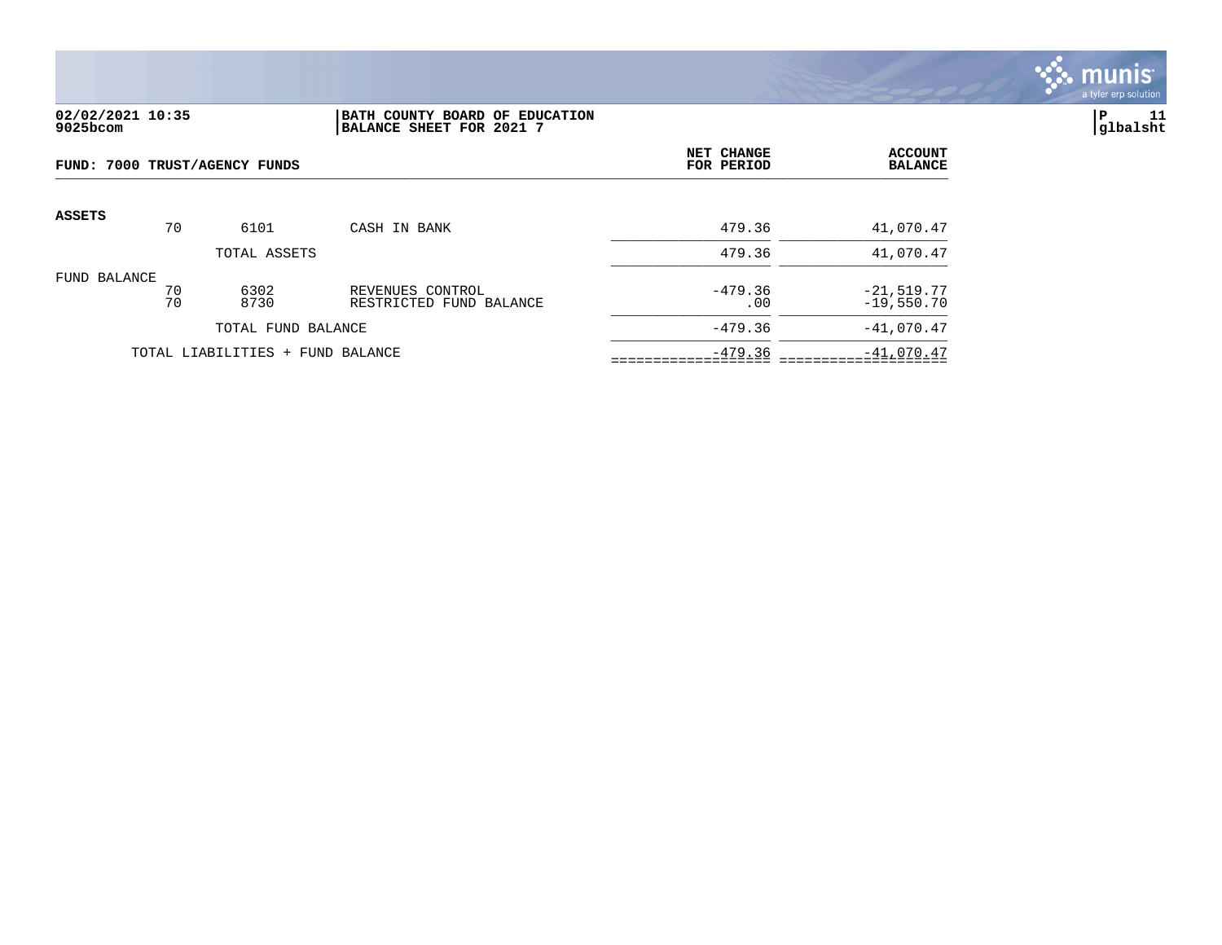**02/02/2021 10:35**
**9025bcom**

**BATH COUNTY BOARD OF EDUCATION**
**BALANCE SHEET FOR 2021 7**

**P 11**
**glbalsht**

| FUND: 7000 TRUST/AGENCY FUNDS | | | | NET CHANGE FOR PERIOD | ACCOUNT BALANCE |
|---|---|---|---|---|---|
| **ASSETS** | 70 | 6101 | CASH IN BANK | 479.36 | 41,070.47 |
| | | TOTAL ASSETS | | 479.36 | 41,070.47 |
| FUND BALANCE | 70 | 6302 | REVENUES CONTROL | -479.36 | -21,519.77 |
| | 70 | 8730 | RESTRICTED FUND BALANCE | .00 | -19,550.70 |
| | | TOTAL FUND BALANCE | | -479.36 | -41,070.47 |
| | TOTAL LIABILITIES + FUND BALANCE | | | -479.36 | -41,070.47 |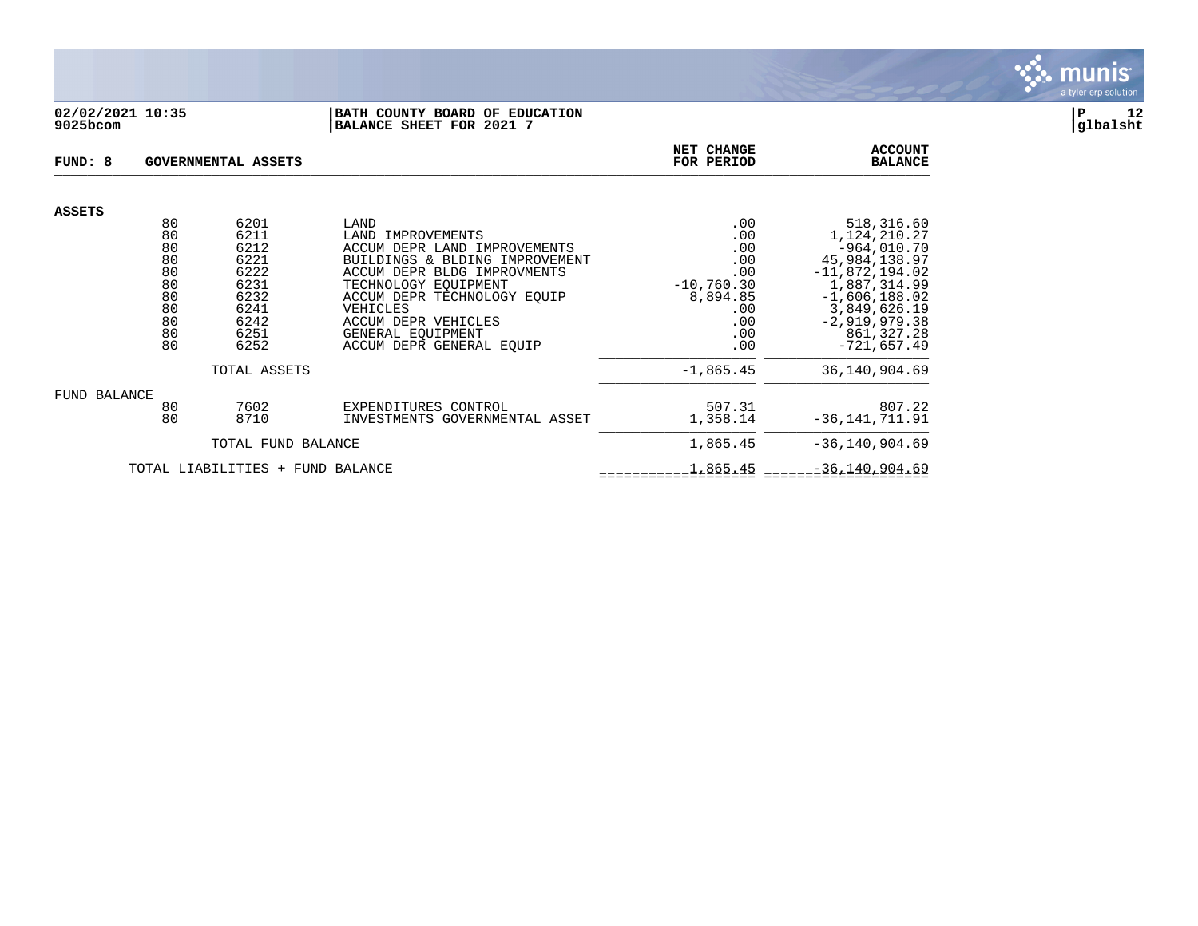**02/02/2021 10:35**
**9025bcom**

**BATH COUNTY BOARD OF EDUCATION**
**BALANCE SHEET FOR 2021 7**

**P 12**
**glbalsht**

| FUND: 8 | GOVERNMENTAL ASSETS | | NET CHANGE FOR PERIOD | ACCOUNT BALANCE |
|---|---|---|---|---|
| **ASSETS** | | | | |
| 80 | 6201 | LAND | .00 | 518,316.60 |
| 80 | 6211 | LAND IMPROVEMENTS | .00 | 1,124,210.27 |
| 80 | 6212 | ACCUM DEPR LAND IMPROVEMENTS | .00 | -964,010.70 |
| 80 | 6221 | BUILDINGS & BLDING IMPROVEMENT | .00 | 45,984,138.97 |
| 80 | 6222 | ACCUM DEPR BLDG IMPROVMENTS | .00 | -11,872,194.02 |
| 80 | 6231 | TECHNOLOGY EQUIPMENT | -10,760.30 | 1,887,314.99 |
| 80 | 6232 | ACCUM DEPR TECHNOLOGY EQUIP | 8,894.85 | -1,606,188.02 |
| 80 | 6241 | VEHICLES | .00 | 3,849,626.19 |
| 80 | 6242 | ACCUM DEPR VEHICLES | .00 | -2,919,979.38 |
| 80 | 6251 | GENERAL EQUIPMENT | .00 | 861,327.28 |
| 80 | 6252 | ACCUM DEPR GENERAL EQUIP | .00 | -721,657.49 |
| | TOTAL ASSETS | | -1,865.45 | 36,140,904.69 |
| FUND BALANCE | | | | |
| 80 | 7602 | EXPENDITURES CONTROL | 507.31 | 807.22 |
| 80 | 8710 | INVESTMENTS GOVERNMENTAL ASSET | 1,358.14 | -36,141,711.91 |
| | TOTAL FUND BALANCE | | 1,865.45 | -36,140,904.69 |
| TOTAL LIABILITIES + FUND BALANCE | | | 1,865.45 | -36,140,904.69 |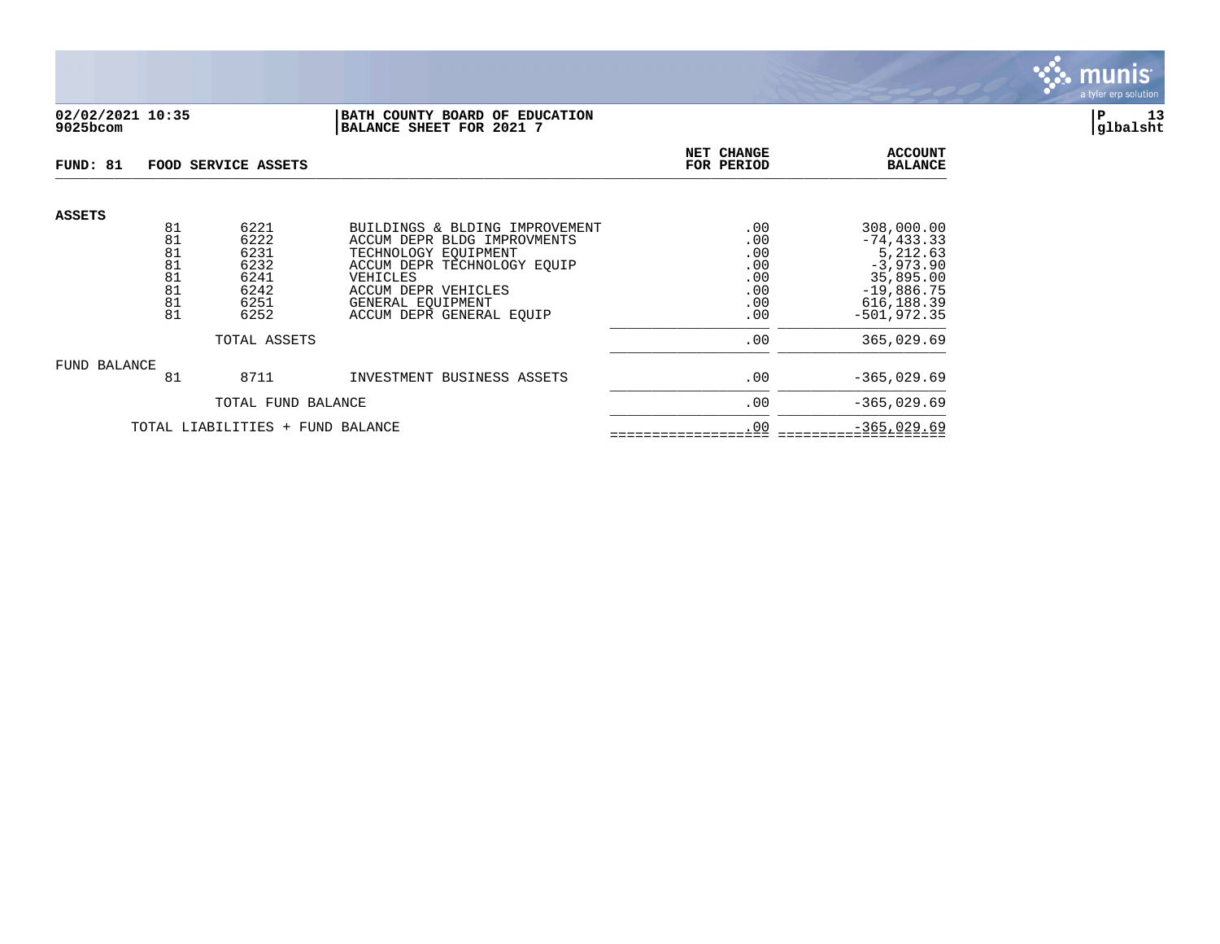02/02/2021 10:35
9025bcom

**BATH COUNTY BOARD OF EDUCATION**
**BALANCE SHEET FOR 2021 7**

glbalsht

**FUND: 81 FOOD SERVICE ASSETS**

| | | | | NET CHANGE FOR PERIOD | ACCOUNT BALANCE |
|---|---|---|---|---|---|
| **ASSETS** | | | | | |
| | 81 | 6221 | BUILDINGS & BLDING IMPROVEMENT | .00 | 308,000.00 |
| | 81 | 6222 | ACCUM DEPR BLDG IMPROVMENTS | .00 | -74,433.33 |
| | 81 | 6231 | TECHNOLOGY EQUIPMENT | .00 | 5,212.63 |
| | 81 | 6232 | ACCUM DEPR TECHNOLOGY EQUIP | .00 | -3,973.90 |
| | 81 | 6241 | VEHICLES | .00 | 35,895.00 |
| | 81 | 6242 | ACCUM DEPR VEHICLES | .00 | -19,886.75 |
| | 81 | 6251 | GENERAL EQUIPMENT | .00 | 616,188.39 |
| | 81 | 6252 | ACCUM DEPR GENERAL EQUIP | .00 | -501,972.35 |
| | | TOTAL ASSETS | | .00 | 365,029.69 |
| FUND BALANCE | | | | | |
| | 81 | 8711 | INVESTMENT BUSINESS ASSETS | .00 | -365,029.69 |
| | | TOTAL FUND BALANCE | | .00 | -365,029.69 |
| | TOTAL LIABILITIES + FUND BALANCE | | | .00 | -365,029.69 |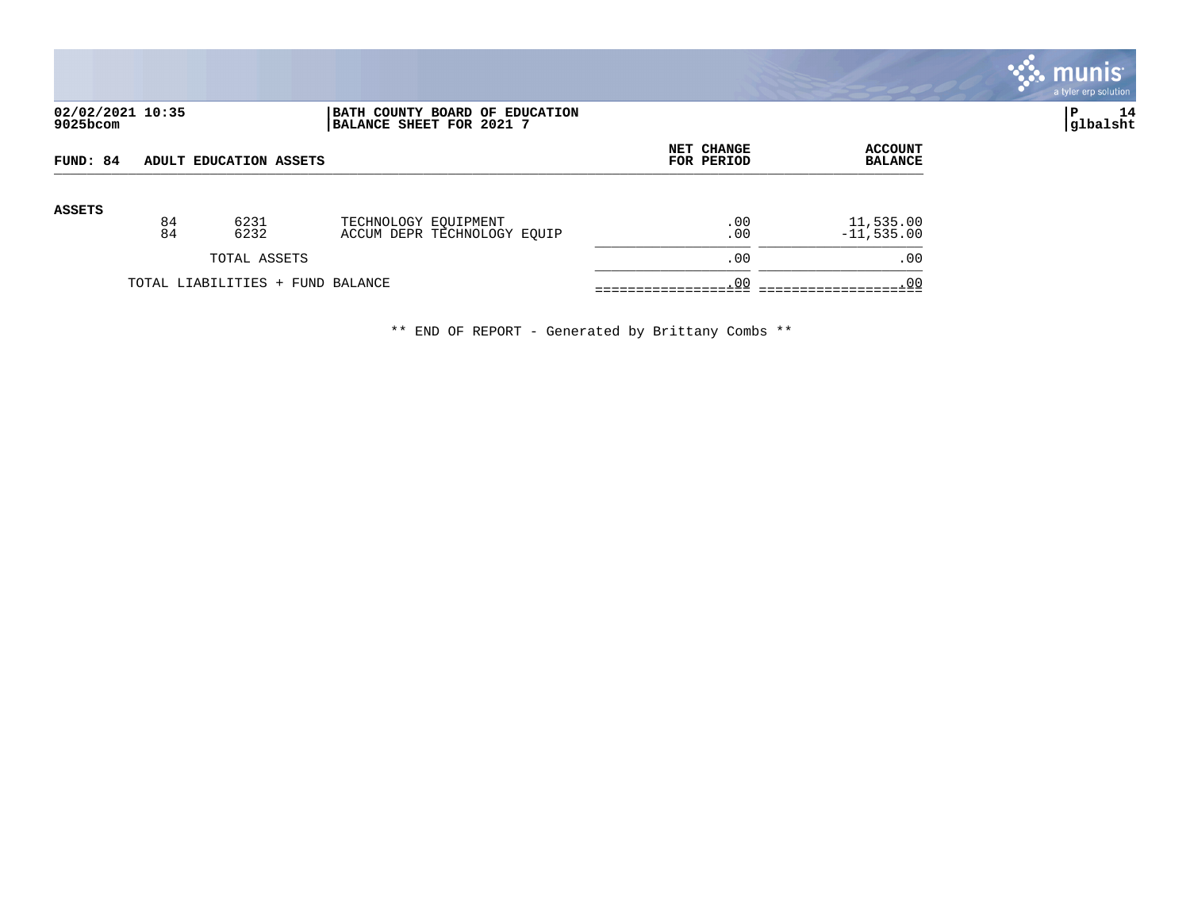02/02/2021 10:35
9025bcom

**BATH COUNTY BOARD OF EDUCATION**
**BALANCE SHEET FOR 2021 7**

**FUND: 84 ADULT EDUCATION ASSETS**

| | | | | NET CHANGE FOR PERIOD | ACCOUNT BALANCE |
|---|---|---|---|---|---|
| **ASSETS** | 84 | 6231 | TECHNOLOGY EQUIPMENT | .00 | 11,535.00 |
| | 84 | 6232 | ACCUM DEPR TECHNOLOGY EQUIP | .00 | -11,535.00 |
| | TOTAL ASSETS | | | .00 | .00 |
| | TOTAL LIABILITIES + FUND BALANCE | | | .00 | .00 |

** END OF REPORT - Generated by Brittany Combs **